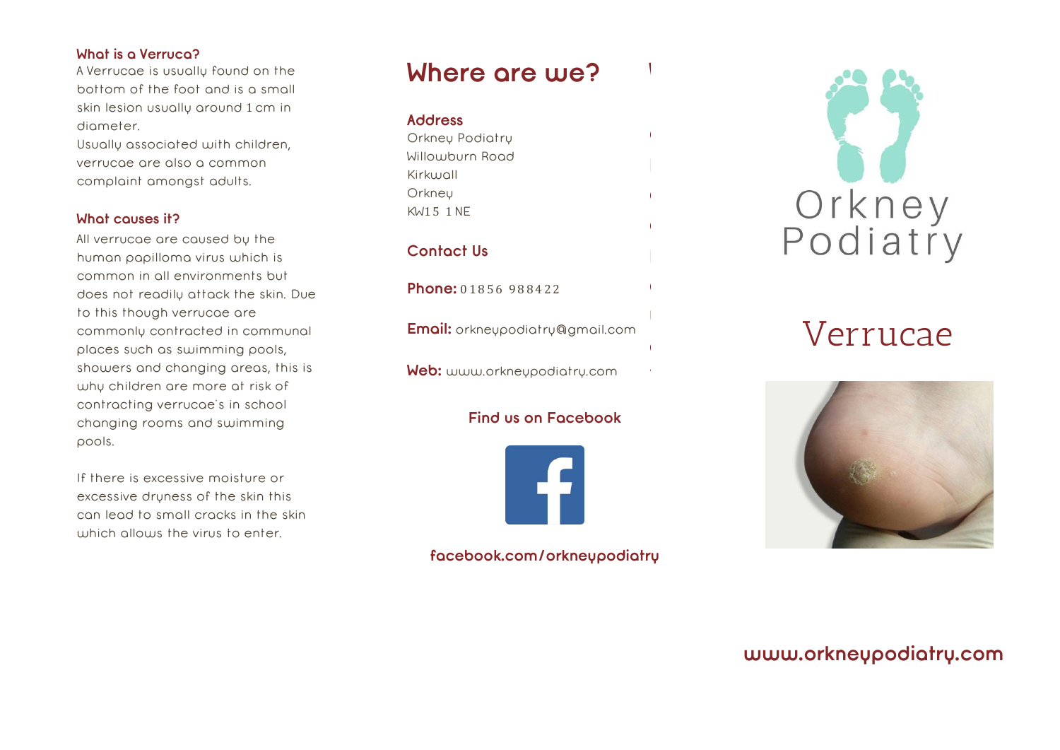### What is a Verruca?

A Verrucae is usually found on the bottom of the foot and is a small skin lesion usually around 1cm in diameter.
Usually associated with children, verrucae are also a common complaint amongst adults.

### What causes it?

All verrucae are caused by the human papilloma virus which is common in all environments but does not readily attack the skin. Due to this though verrucae are commonly contracted in communal places such as swimming pools, showers and changing areas, this is why children are more at risk of contracting verrucae's in school changing rooms and swimming pools.

If there is excessive moisture or excessive dryness of the skin this can lead to small cracks in the skin which allows the virus to enter.

# Where are we?

### Address

Orkney Podiatry
Willowburn Road
Kirkwall
Orkney
KW15 1NE

### Contact Us

**Phone:** 01856 988422

**Email:** orkneypodiatry@gmail.com

**Web:** www.orkneypodiatry.com

**Find us on Facebook**

**facebook.com/orkneypodiatry**

Orkney Podiatry

# Verrucae

**www.orkneypodiatry.com**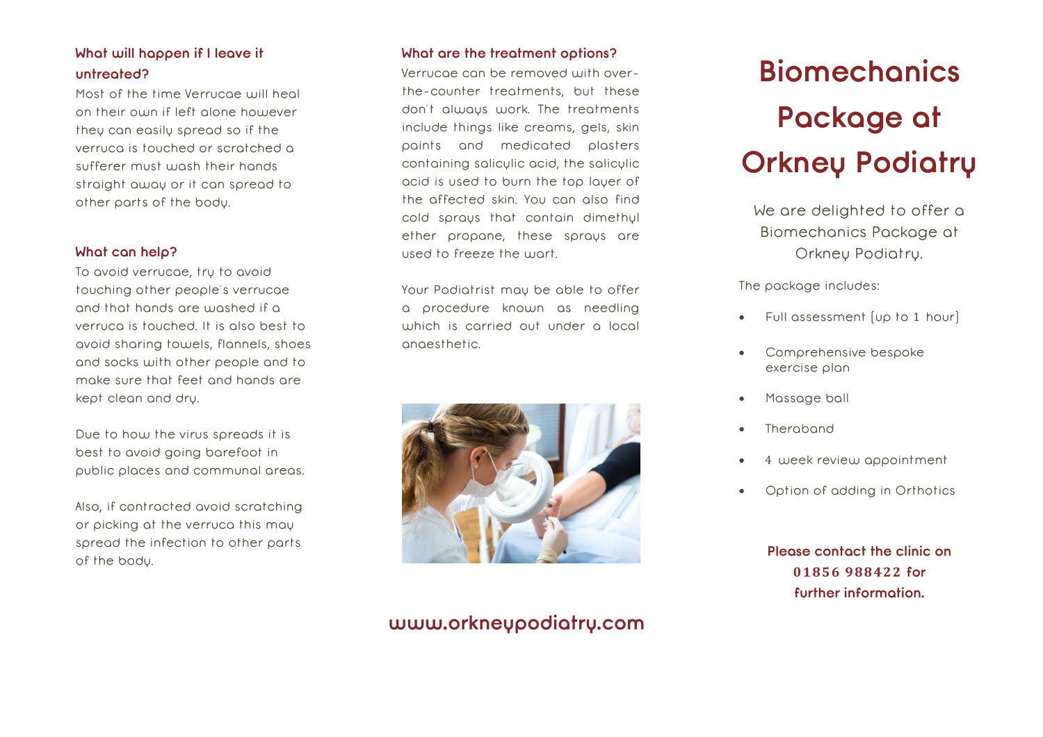## What will happen if I leave it untreated?

Most of the time Verrucae will heal on their own if left alone however they can easily spread so if the verruca is touched or scratched a sufferer must wash their hands straight away or it can spread to other parts of the body.

## What can help?

To avoid verrucae, try to avoid touching other people's verrucae and that hands are washed if a verruca is touched. It is also best to avoid sharing towels, flannels, shoes and socks with other people and to make sure that feet and hands are kept clean and dry.

Due to how the virus spreads it is best to avoid going barefoot in public places and communal areas.

Also, if contracted avoid scratching or picking at the verruca this may spread the infection to other parts of the body.

## What are the treatment options?

Verrucae can be removed with over-the-counter treatments, but these don't always work. The treatments include things like creams, gels, skin paints and medicated plasters containing salicylic acid, the salicylic acid is used to burn the top layer of the affected skin. You can also find cold sprays that contain dimethyl ether propane, these sprays are used to freeze the wart.

Your Podiatrist may be able to offer a procedure known as needling which is carried out under a local anaesthetic.

**www.orkneypodiatry.com**

# Biomechanics Package at Orkney Podiatry

We are delighted to offer a Biomechanics Package at Orkney Podiatry.

The package includes:

- Full assessment (up to 1 hour)
- Comprehensive bespoke exercise plan
- Massage ball
- Theraband
- 4 week review appointment
- Option of adding in Orthotics

**Please contact the clinic on 01856 988422 for further information.**